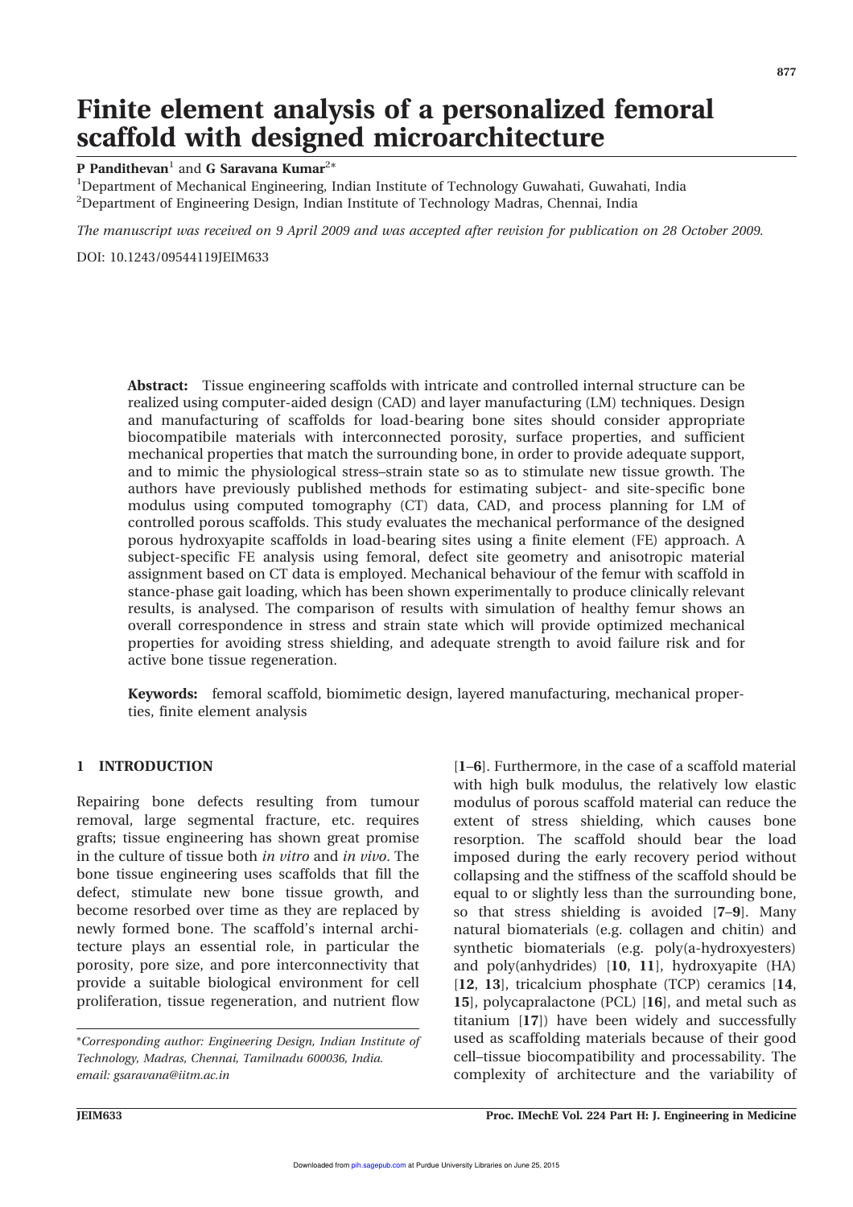# Finite element analysis of a personalized femoral scaffold with designed microarchitecture

**P Pandithevan**[1] and **G Saravana Kumar**[2]*

[1]Department of Mechanical Engineering, Indian Institute of Technology Guwahati, Guwahati, India
[2]Department of Engineering Design, Indian Institute of Technology Madras, Chennai, India

*The manuscript was received on 9 April 2009 and was accepted after revision for publication on 28 October 2009.*

DOI: 10.1243/09544119JEIM633

**Abstract:** Tissue engineering scaffolds with intricate and controlled internal structure can be realized using computer-aided design (CAD) and layer manufacturing (LM) techniques. Design and manufacturing of scaffolds for load-bearing bone sites should consider appropriate biocompatibile materials with interconnected porosity, surface properties, and sufficient mechanical properties that match the surrounding bone, in order to provide adequate support, and to mimic the physiological stress–strain state so as to stimulate new tissue growth. The authors have previously published methods for estimating subject- and site-specific bone modulus using computed tomography (CT) data, CAD, and process planning for LM of controlled porous scaffolds. This study evaluates the mechanical performance of the designed porous hydroxyapite scaffolds in load-bearing sites using a finite element (FE) approach. A subject-specific FE analysis using femoral, defect site geometry and anisotropic material assignment based on CT data is employed. Mechanical behaviour of the femur with scaffold in stance-phase gait loading, which has been shown experimentally to produce clinically relevant results, is analysed. The comparison of results with simulation of healthy femur shows an overall correspondence in stress and strain state which will provide optimized mechanical properties for avoiding stress shielding, and adequate strength to avoid failure risk and for active bone tissue regeneration.

**Keywords:** femoral scaffold, biomimetic design, layered manufacturing, mechanical properties, finite element analysis

## 1 INTRODUCTION

Repairing bone defects resulting from tumour removal, large segmental fracture, etc. requires grafts; tissue engineering has shown great promise in the culture of tissue both *in vitro* and *in vivo*. The bone tissue engineering uses scaffolds that fill the defect, stimulate new bone tissue growth, and become resorbed over time as they are replaced by newly formed bone. The scaffold's internal architecture plays an essential role, in particular the porosity, pore size, and pore interconnectivity that provide a suitable biological environment for cell proliferation, tissue regeneration, and nutrient flow [**1**–**6**]. Furthermore, in the case of a scaffold material with high bulk modulus, the relatively low elastic modulus of porous scaffold material can reduce the extent of stress shielding, which causes bone resorption. The scaffold should bear the load imposed during the early recovery period without collapsing and the stiffness of the scaffold should be equal to or slightly less than the surrounding bone, so that stress shielding is avoided [**7**–**9**]. Many natural biomaterials (e.g. collagen and chitin) and synthetic biomaterials (e.g. poly(a-hydroxyesters) and poly(anhydrides) [**10**, **11**], hydroxyapite (HA) [**12**, **13**], tricalcium phosphate (TCP) ceramics [**14**, **15**], polycapralactone (PCL) [**16**], and metal such as titanium [**17**]) have been widely and successfully used as scaffolding materials because of their good cell–tissue biocompatibility and processability. The complexity of architecture and the variability of

*Corresponding author: Engineering Design, Indian Institute of Technology, Madras, Chennai, Tamilnadu 600036, India. email: gsaravana@iitm.ac.in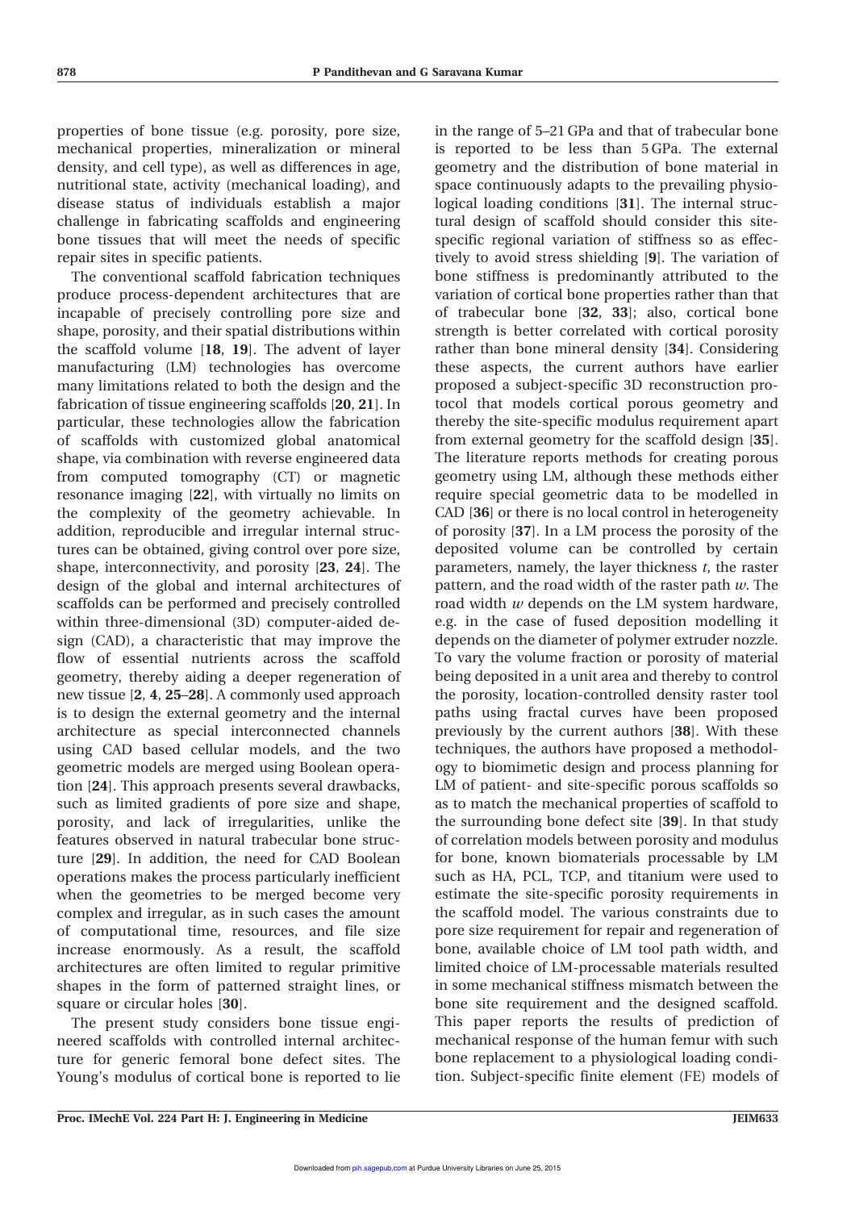properties of bone tissue (e.g. porosity, pore size, mechanical properties, mineralization or mineral density, and cell type), as well as differences in age, nutritional state, activity (mechanical loading), and disease status of individuals establish a major challenge in fabricating scaffolds and engineering bone tissues that will meet the needs of specific repair sites in specific patients.

The conventional scaffold fabrication techniques produce process-dependent architectures that are incapable of precisely controlling pore size and shape, porosity, and their spatial distributions within the scaffold volume [**18**, **19**]. The advent of layer manufacturing (LM) technologies has overcome many limitations related to both the design and the fabrication of tissue engineering scaffolds [**20**, **21**]. In particular, these technologies allow the fabrication of scaffolds with customized global anatomical shape, via combination with reverse engineered data from computed tomography (CT) or magnetic resonance imaging [**22**], with virtually no limits on the complexity of the geometry achievable. In addition, reproducible and irregular internal structures can be obtained, giving control over pore size, shape, interconnectivity, and porosity [**23**, **24**]. The design of the global and internal architectures of scaffolds can be performed and precisely controlled within three-dimensional (3D) computer-aided design (CAD), a characteristic that may improve the flow of essential nutrients across the scaffold geometry, thereby aiding a deeper regeneration of new tissue [**2**, **4**, **25**–**28**]. A commonly used approach is to design the external geometry and the internal architecture as special interconnected channels using CAD based cellular models, and the two geometric models are merged using Boolean operation [**24**]. This approach presents several drawbacks, such as limited gradients of pore size and shape, porosity, and lack of irregularities, unlike the features observed in natural trabecular bone structure [**29**]. In addition, the need for CAD Boolean operations makes the process particularly inefficient when the geometries to be merged become very complex and irregular, as in such cases the amount of computational time, resources, and file size increase enormously. As a result, the scaffold architectures are often limited to regular primitive shapes in the form of patterned straight lines, or square or circular holes [**30**].

The present study considers bone tissue engineered scaffolds with controlled internal architecture for generic femoral bone defect sites. The Young's modulus of cortical bone is reported to lie in the range of 5–21 GPa and that of trabecular bone is reported to be less than 5 GPa. The external geometry and the distribution of bone material in space continuously adapts to the prevailing physiological loading conditions [**31**]. The internal structural design of scaffold should consider this site-specific regional variation of stiffness so as effectively to avoid stress shielding [**9**]. The variation of bone stiffness is predominantly attributed to the variation of cortical bone properties rather than that of trabecular bone [**32**, **33**]; also, cortical bone strength is better correlated with cortical porosity rather than bone mineral density [**34**]. Considering these aspects, the current authors have earlier proposed a subject-specific 3D reconstruction protocol that models cortical porous geometry and thereby the site-specific modulus requirement apart from external geometry for the scaffold design [**35**]. The literature reports methods for creating porous geometry using LM, although these methods either require special geometric data to be modelled in CAD [**36**] or there is no local control in heterogeneity of porosity [**37**]. In a LM process the porosity of the deposited volume can be controlled by certain parameters, namely, the layer thickness $t$, the raster pattern, and the road width of the raster path $w$. The road width $w$ depends on the LM system hardware, e.g. in the case of fused deposition modelling it depends on the diameter of polymer extruder nozzle. To vary the volume fraction or porosity of material being deposited in a unit area and thereby to control the porosity, location-controlled density raster tool paths using fractal curves have been proposed previously by the current authors [**38**]. With these techniques, the authors have proposed a methodology to biomimetic design and process planning for LM of patient- and site-specific porous scaffolds so as to match the mechanical properties of scaffold to the surrounding bone defect site [**39**]. In that study of correlation models between porosity and modulus for bone, known biomaterials processable by LM such as HA, PCL, TCP, and titanium were used to estimate the site-specific porosity requirements in the scaffold model. The various constraints due to pore size requirement for repair and regeneration of bone, available choice of LM tool path width, and limited choice of LM-processable materials resulted in some mechanical stiffness mismatch between the bone site requirement and the designed scaffold. This paper reports the results of prediction of mechanical response of the human femur with such bone replacement to a physiological loading condition. Subject-specific finite element (FE) models of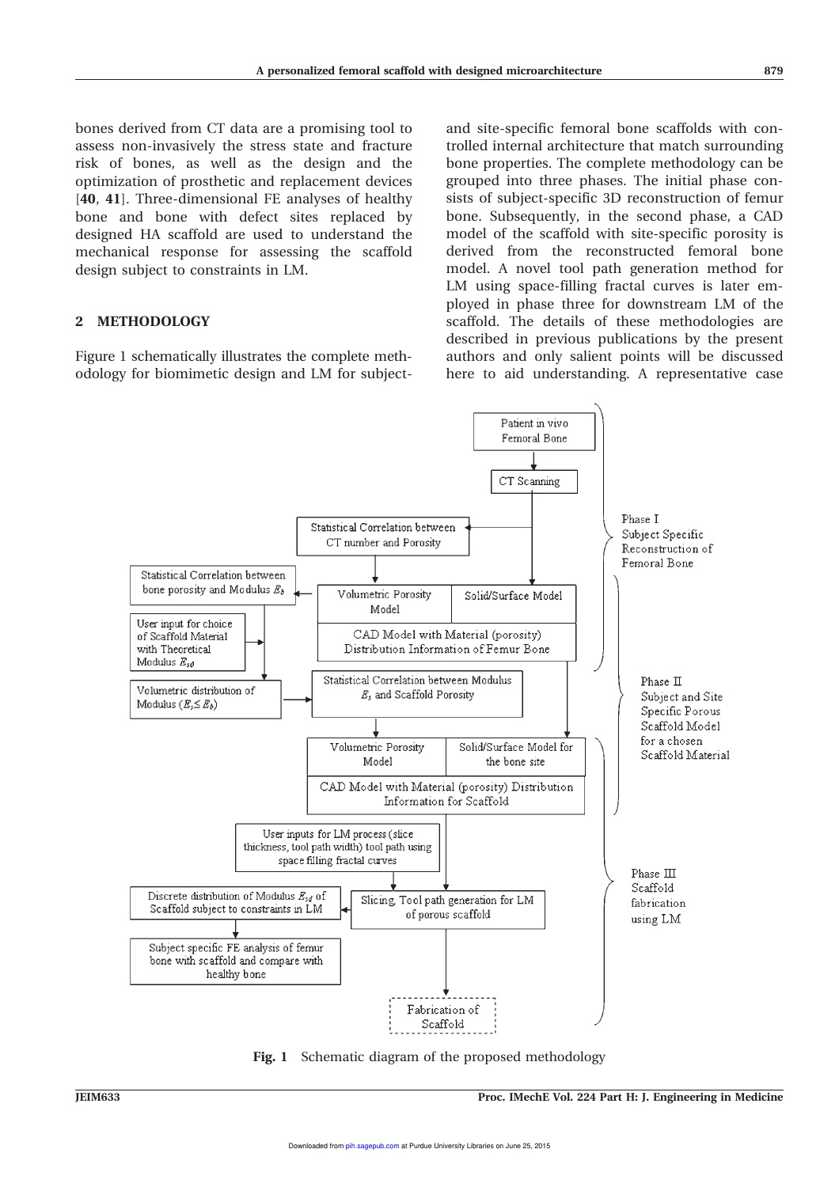bones derived from CT data are a promising tool to assess non-invasively the stress state and fracture risk of bones, as well as the design and the optimization of prosthetic and replacement devices [**40**, **41**]. Three-dimensional FE analyses of healthy bone and bone with defect sites replaced by designed HA scaffold are used to understand the mechanical response for assessing the scaffold design subject to constraints in LM.

## 2 METHODOLOGY

Figure 1 schematically illustrates the complete methodology for biomimetic design and LM for subject-and site-specific femoral bone scaffolds with controlled internal architecture that match surrounding bone properties. The complete methodology can be grouped into three phases. The initial phase consists of subject-specific 3D reconstruction of femur bone. Subsequently, in the second phase, a CAD model of the scaffold with site-specific porosity is derived from the reconstructed femoral bone model. A novel tool path generation method for LM using space-filling fractal curves is later employed in phase three for downstream LM of the scaffold. The details of these methodologies are described in previous publications by the present authors and only salient points will be discussed here to aid understanding. A representative case

**Fig. 1** Schematic diagram of the proposed methodology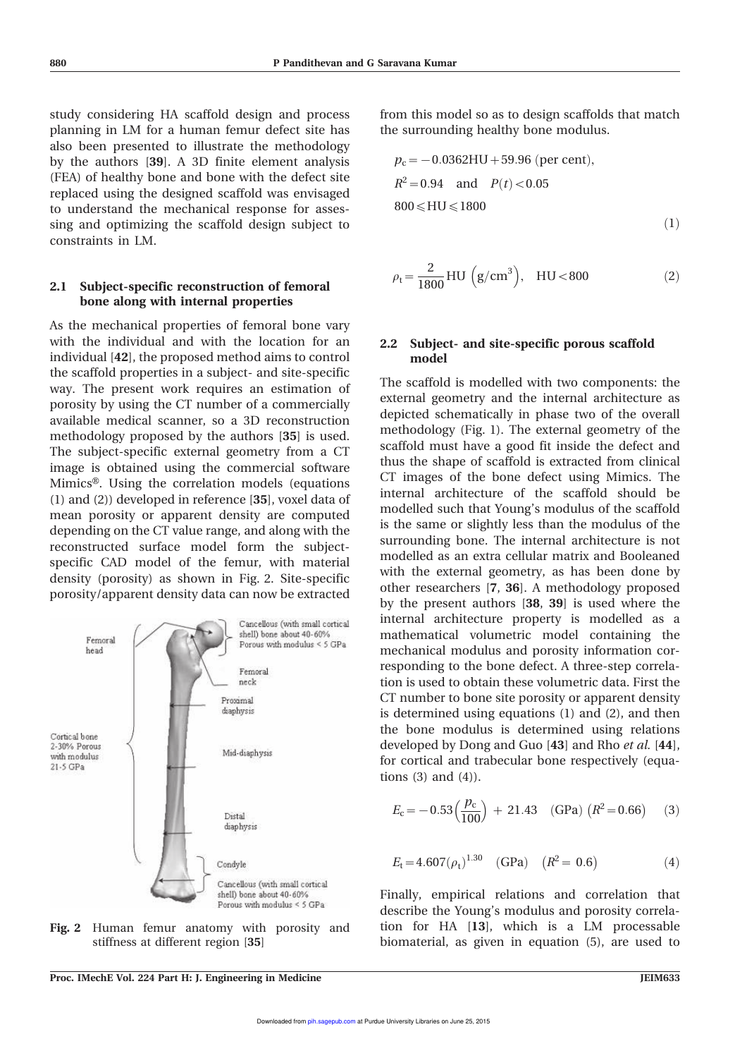study considering HA scaffold design and process planning in LM for a human femur defect site has also been presented to illustrate the methodology by the authors [**39**]. A 3D finite element analysis (FEA) of healthy bone and bone with the defect site replaced using the designed scaffold was envisaged to understand the mechanical response for assessing and optimizing the scaffold design subject to constraints in LM.

### 2.1 Subject-specific reconstruction of femoral bone along with internal properties

As the mechanical properties of femoral bone vary with the individual and with the location for an individual [**42**], the proposed method aims to control the scaffold properties in a subject- and site-specific way. The present work requires an estimation of porosity by using the CT number of a commercially available medical scanner, so a 3D reconstruction methodology proposed by the authors [**35**] is used. The subject-specific external geometry from a CT image is obtained using the commercial software Mimics®. Using the correlation models (equations (1) and (2)) developed in reference [**35**], voxel data of mean porosity or apparent density are computed depending on the CT value range, and along with the reconstructed surface model form the subject-specific CAD model of the femur, with material density (porosity) as shown in Fig. 2. Site-specific porosity/apparent density data can now be extracted

**Fig. 2** Human femur anatomy with porosity and stiffness at different region [**35**]

from this model so as to design scaffolds that match the surrounding healthy bone modulus.

$$p_c = -0.0362\text{HU} + 59.96 \text{ (per cent)}, \quad R^2 = 0.94 \quad \text{and} \quad P(t) < 0.05, \quad 800 \leqslant \text{HU} \leqslant 1800 \tag{1}$$

$$\rho_t = \frac{2}{1800}\text{HU}\ \left(\text{g/cm}^3\right), \quad \text{HU} < 800 \tag{2}$$

### 2.2 Subject- and site-specific porous scaffold model

The scaffold is modelled with two components: the external geometry and the internal architecture as depicted schematically in phase two of the overall methodology (Fig. 1). The external geometry of the scaffold must have a good fit inside the defect and thus the shape of scaffold is extracted from clinical CT images of the bone defect using Mimics. The internal architecture of the scaffold should be modelled such that Young's modulus of the scaffold is the same or slightly less than the modulus of the surrounding bone. The internal architecture is not modelled as an extra cellular matrix and Booleaned with the external geometry, as has been done by other researchers [**7**, **36**]. A methodology proposed by the present authors [**38**, **39**] is used where the internal architecture property is modelled as a mathematical volumetric model containing the mechanical modulus and porosity information corresponding to the bone defect. A three-step correlation is used to obtain these volumetric data. First the CT number to bone site porosity or apparent density is determined using equations (1) and (2), and then the bone modulus is determined using relations developed by Dong and Guo [**43**] and Rho *et al.* [**44**], for cortical and trabecular bone respectively (equations (3) and (4)).

$$E_c = -0.53\left(\frac{p_c}{100}\right) + 21.43 \quad \text{(GPa)}\ \left(R^2 = 0.66\right) \tag{3}$$

$$E_t = 4.607(\rho_t)^{1.30} \quad \text{(GPa)} \quad \left(R^2 = 0.6\right) \tag{4}$$

Finally, empirical relations and correlation that describe the Young's modulus and porosity correlation for HA [**13**], which is a LM processable biomaterial, as given in equation (5), are used to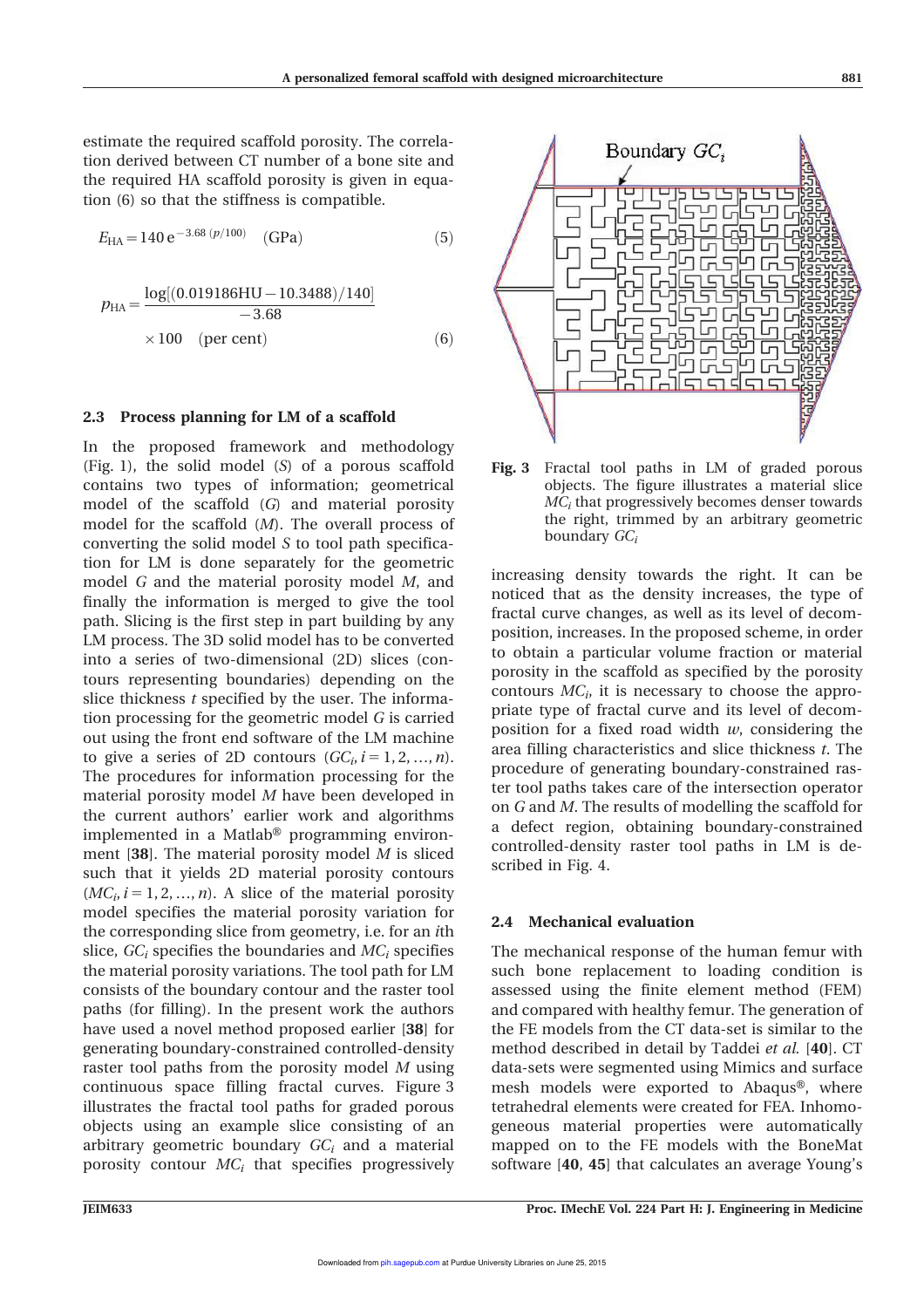estimate the required scaffold porosity. The correlation derived between CT number of a bone site and the required HA scaffold porosity is given in equation (6) so that the stiffness is compatible.

$$E_{\mathrm{HA}} = 140\,\mathrm{e}^{-3.68\,(p/100)} \quad (\mathrm{GPa}) \tag{5}$$

$$p_{\mathrm{HA}} = \frac{\log[(0.019186\mathrm{HU} - 10.3488)/140]}{-3.68} \times 100 \quad (\text{per cent}) \tag{6}$$

### 2.3 Process planning for LM of a scaffold

In the proposed framework and methodology (Fig. 1), the solid model ($S$) of a porous scaffold contains two types of information; geometrical model of the scaffold ($G$) and material porosity model for the scaffold ($M$). The overall process of converting the solid model $S$ to tool path specification for LM is done separately for the geometric model $G$ and the material porosity model $M$, and finally the information is merged to give the tool path. Slicing is the first step in part building by any LM process. The 3D solid model has to be converted into a series of two-dimensional (2D) slices (contours representing boundaries) depending on the slice thickness $t$ specified by the user. The information processing for the geometric model $G$ is carried out using the front end software of the LM machine to give a series of 2D contours ($GC_i, i = 1, 2, \ldots, n$). The procedures for information processing for the material porosity model $M$ have been developed in the current authors' earlier work and algorithms implemented in a Matlab® programming environment [**38**]. The material porosity model $M$ is sliced such that it yields 2D material porosity contours ($MC_i, i = 1, 2, \ldots, n$). A slice of the material porosity model specifies the material porosity variation for the corresponding slice from geometry, i.e. for an $i$th slice, $GC_i$ specifies the boundaries and $MC_i$ specifies the material porosity variations. The tool path for LM consists of the boundary contour and the raster tool paths (for filling). In the present work the authors have used a novel method proposed earlier [**38**] for generating boundary-constrained controlled-density raster tool paths from the porosity model $M$ using continuous space filling fractal curves. Figure 3 illustrates the fractal tool paths for graded porous objects using an example slice consisting of an arbitrary geometric boundary $GC_i$ and a material porosity contour $MC_i$ that specifies progressively increasing density towards the right. It can be noticed that as the density increases, the type of fractal curve changes, as well as its level of decomposition, increases. In the proposed scheme, in order to obtain a particular volume fraction or material porosity in the scaffold as specified by the porosity contours $MC_i$, it is necessary to choose the appropriate type of fractal curve and its level of decomposition for a fixed road width $w$, considering the area filling characteristics and slice thickness $t$. The procedure of generating boundary-constrained raster tool paths takes care of the intersection operator on $G$ and $M$. The results of modelling the scaffold for a defect region, obtaining boundary-constrained controlled-density raster tool paths in LM is described in Fig. 4.

**Fig. 3** Fractal tool paths in LM of graded porous objects. The figure illustrates a material slice $MC_i$ that progressively becomes denser towards the right, trimmed by an arbitrary geometric boundary $GC_i$

### 2.4 Mechanical evaluation

The mechanical response of the human femur with such bone replacement to loading condition is assessed using the finite element method (FEM) and compared with healthy femur. The generation of the FE models from the CT data-set is similar to the method described in detail by Taddei *et al.* [**40**]. CT data-sets were segmented using Mimics and surface mesh models were exported to Abaqus®, where tetrahedral elements were created for FEA. Inhomogeneous material properties were automatically mapped on to the FE models with the BoneMat software [**40**, **45**] that calculates an average Young's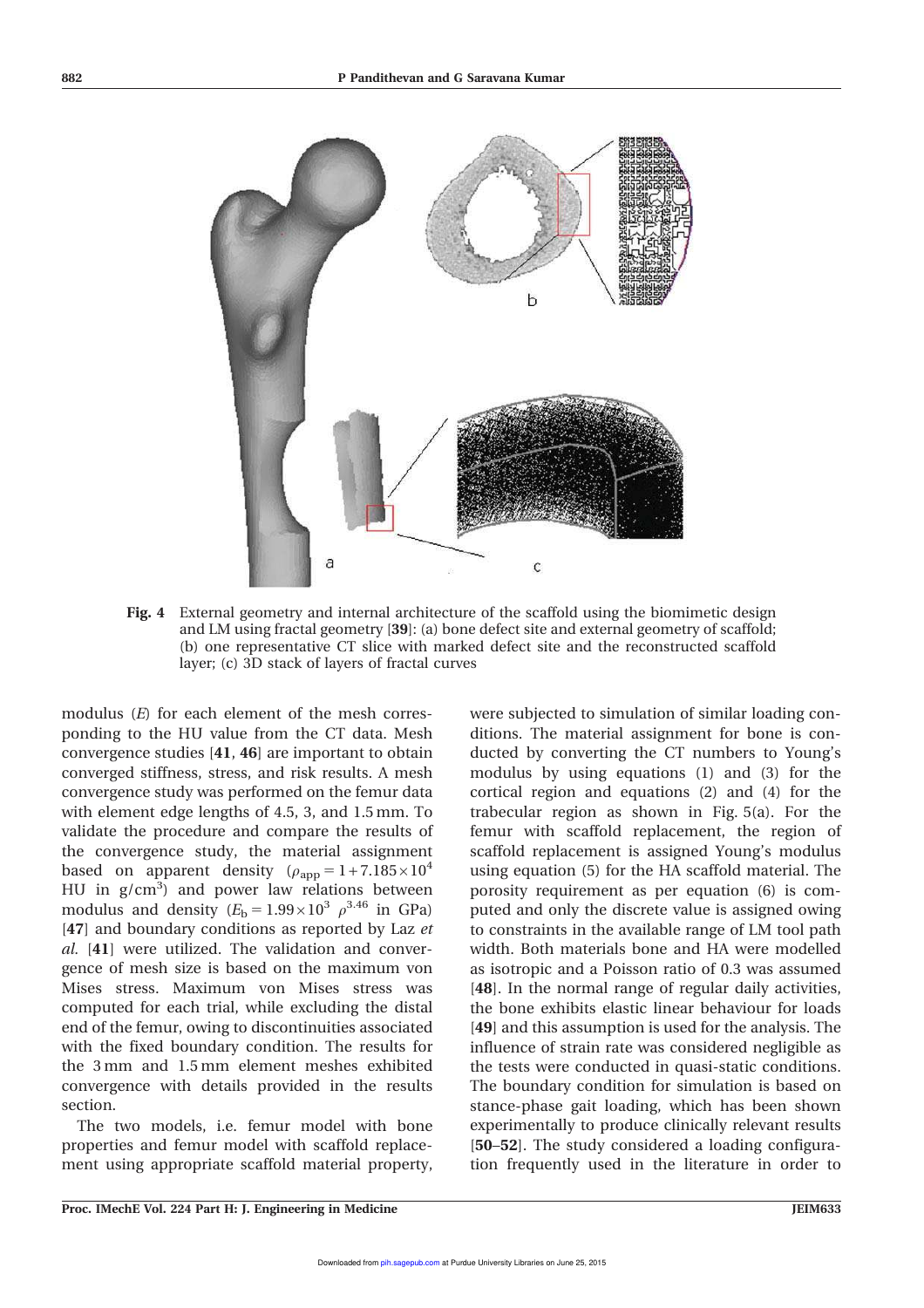**Fig. 4** External geometry and internal architecture of the scaffold using the biomimetic design and LM using fractal geometry [39]: (a) bone defect site and external geometry of scaffold; (b) one representative CT slice with marked defect site and the reconstructed scaffold layer; (c) 3D stack of layers of fractal curves

modulus ($E$) for each element of the mesh corresponding to the HU value from the CT data. Mesh convergence studies [41, 46] are important to obtain converged stiffness, stress, and risk results. A mesh convergence study was performed on the femur data with element edge lengths of 4.5, 3, and 1.5 mm. To validate the procedure and compare the results of the convergence study, the material assignment based on apparent density ($\rho_{app} = 1 + 7.185 \times 10^4$ HU in g/cm$^3$) and power law relations between modulus and density ($E_b = 1.99 \times 10^3\ \rho^{3.46}$ in GPa) [47] and boundary conditions as reported by Laz *et al.* [41] were utilized. The validation and convergence of mesh size is based on the maximum von Mises stress. Maximum von Mises stress was computed for each trial, while excluding the distal end of the femur, owing to discontinuities associated with the fixed boundary condition. The results for the 3 mm and 1.5 mm element meshes exhibited convergence with details provided in the results section.

The two models, i.e. femur model with bone properties and femur model with scaffold replacement using appropriate scaffold material property, were subjected to simulation of similar loading conditions. The material assignment for bone is conducted by converting the CT numbers to Young's modulus by using equations (1) and (3) for the cortical region and equations (2) and (4) for the trabecular region as shown in Fig. 5(a). For the femur with scaffold replacement, the region of scaffold replacement is assigned Young's modulus using equation (5) for the HA scaffold material. The porosity requirement as per equation (6) is computed and only the discrete value is assigned owing to constraints in the available range of LM tool path width. Both materials bone and HA were modelled as isotropic and a Poisson ratio of 0.3 was assumed [48]. In the normal range of regular daily activities, the bone exhibits elastic linear behaviour for loads [49] and this assumption is used for the analysis. The influence of strain rate was considered negligible as the tests were conducted in quasi-static conditions. The boundary condition for simulation is based on stance-phase gait loading, which has been shown experimentally to produce clinically relevant results [50–52]. The study considered a loading configuration frequently used in the literature in order to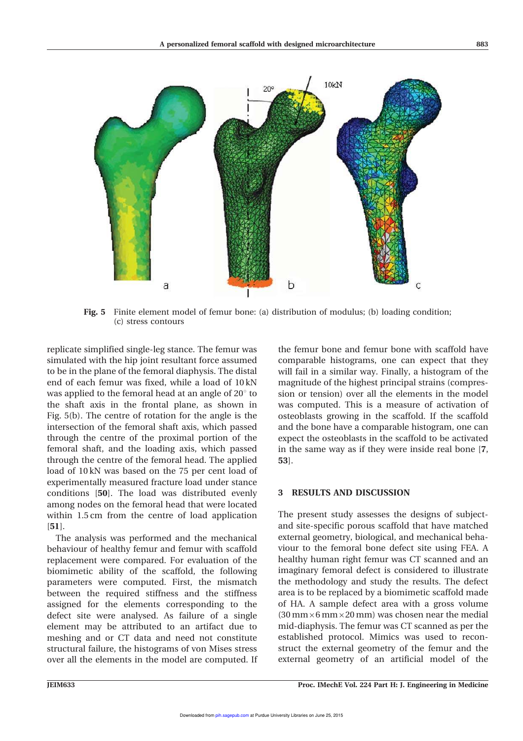Fig. 5 Finite element model of femur bone: (a) distribution of modulus; (b) loading condition; (c) stress contours

replicate simplified single-leg stance. The femur was simulated with the hip joint resultant force assumed to be in the plane of the femoral diaphysis. The distal end of each femur was fixed, while a load of 10 kN was applied to the femoral head at an angle of 20° to the shaft axis in the frontal plane, as shown in Fig. 5(b). The centre of rotation for the angle is the intersection of the femoral shaft axis, which passed through the centre of the proximal portion of the femoral shaft, and the loading axis, which passed through the centre of the femoral head. The applied load of 10 kN was based on the 75 per cent load of experimentally measured fracture load under stance conditions [**50**]. The load was distributed evenly among nodes on the femoral head that were located within 1.5 cm from the centre of load application [**51**].

The analysis was performed and the mechanical behaviour of healthy femur and femur with scaffold replacement were compared. For evaluation of the biomimetic ability of the scaffold, the following parameters were computed. First, the mismatch between the required stiffness and the stiffness assigned for the elements corresponding to the defect site were analysed. As failure of a single element may be attributed to an artifact due to meshing and or CT data and need not constitute structural failure, the histograms of von Mises stress over all the elements in the model are computed. If the femur bone and femur bone with scaffold have comparable histograms, one can expect that they will fail in a similar way. Finally, a histogram of the magnitude of the highest principal strains (compression or tension) over all the elements in the model was computed. This is a measure of activation of osteoblasts growing in the scaffold. If the scaffold and the bone have a comparable histogram, one can expect the osteoblasts in the scaffold to be activated in the same way as if they were inside real bone [**7**, **53**].

## 3 RESULTS AND DISCUSSION

The present study assesses the designs of subject- and site-specific porous scaffold that have matched external geometry, biological, and mechanical behaviour to the femoral bone defect site using FEA. A healthy human right femur was CT scanned and an imaginary femoral defect is considered to illustrate the methodology and study the results. The defect area is to be replaced by a biomimetic scaffold made of HA. A sample defect area with a gross volume (30 mm × 6 mm × 20 mm) was chosen near the medial mid-diaphysis. The femur was CT scanned as per the established protocol. Mimics was used to reconstruct the external geometry of the femur and the external geometry of an artificial model of the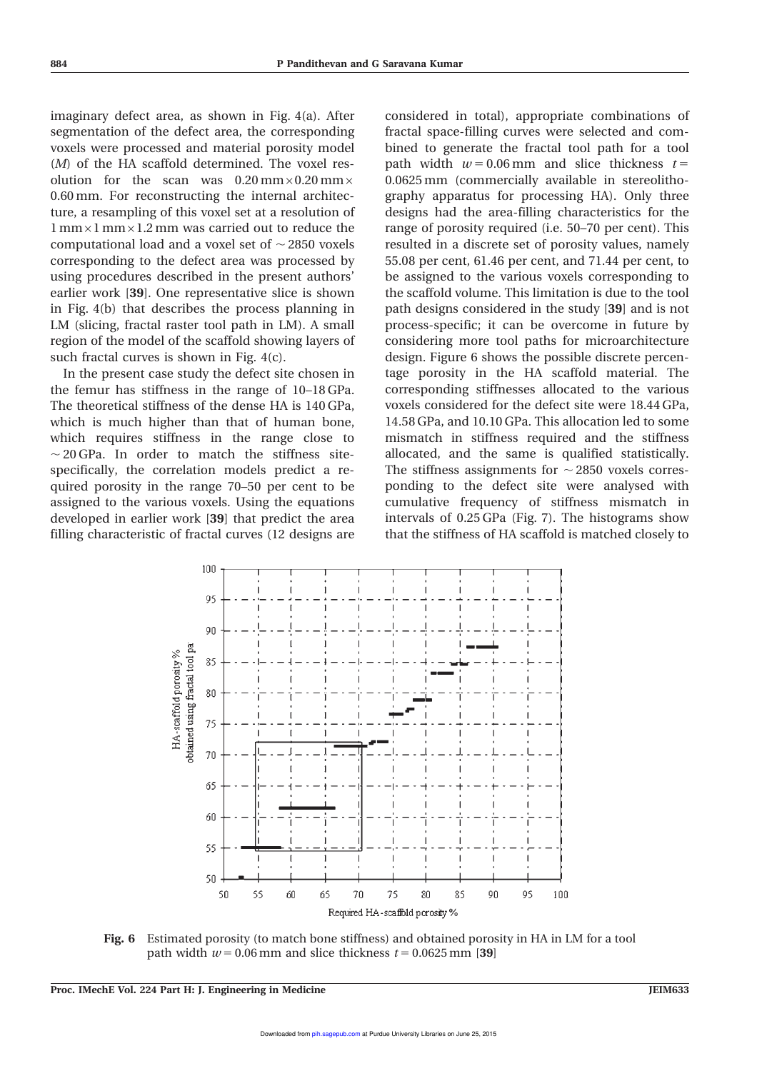imaginary defect area, as shown in Fig. 4(a). After segmentation of the defect area, the corresponding voxels were processed and material porosity model ($M$) of the HA scaffold determined. The voxel resolution for the scan was $0.20\,\text{mm} \times 0.20\,\text{mm} \times 0.60\,\text{mm}$. For reconstructing the internal architecture, a resampling of this voxel set at a resolution of $1\,\text{mm} \times 1\,\text{mm} \times 1.2\,\text{mm}$ was carried out to reduce the computational load and a voxel set of $\sim 2850$ voxels corresponding to the defect area was processed by using procedures described in the present authors' earlier work [**39**]. One representative slice is shown in Fig. 4(b) that describes the process planning in LM (slicing, fractal raster tool path in LM). A small region of the model of the scaffold showing layers of such fractal curves is shown in Fig. 4(c).

In the present case study the defect site chosen in the femur has stiffness in the range of 10–18 GPa. The theoretical stiffness of the dense HA is 140 GPa, which is much higher than that of human bone, which requires stiffness in the range close to $\sim 20$ GPa. In order to match the stiffness site-specifically, the correlation models predict a required porosity in the range 70–50 per cent to be assigned to the various voxels. Using the equations developed in earlier work [**39**] that predict the area filling characteristic of fractal curves (12 designs are considered in total), appropriate combinations of fractal space-filling curves were selected and combined to generate the fractal tool path for a tool path width $w = 0.06\,\text{mm}$ and slice thickness $t = 0.0625\,\text{mm}$ (commercially available in stereolithography apparatus for processing HA). Only three designs had the area-filling characteristics for the range of porosity required (i.e. 50–70 per cent). This resulted in a discrete set of porosity values, namely 55.08 per cent, 61.46 per cent, and 71.44 per cent, to be assigned to the various voxels corresponding to the scaffold volume. This limitation is due to the tool path designs considered in the study [**39**] and is not process-specific; it can be overcome in future by considering more tool paths for microarchitecture design. Figure 6 shows the possible discrete percentage porosity in the HA scaffold material. The corresponding stiffnesses allocated to the various voxels considered for the defect site were 18.44 GPa, 14.58 GPa, and 10.10 GPa. This allocation led to some mismatch in stiffness required and the stiffness allocated, and the same is qualified statistically. The stiffness assignments for $\sim 2850$ voxels corresponding to the defect site were analysed with cumulative frequency of stiffness mismatch in intervals of 0.25 GPa (Fig. 7). The histograms show that the stiffness of HA scaffold is matched closely to

**Fig. 6** Estimated porosity (to match bone stiffness) and obtained porosity in HA in LM for a tool path width $w = 0.06\,\text{mm}$ and slice thickness $t = 0.0625\,\text{mm}$ [**39**]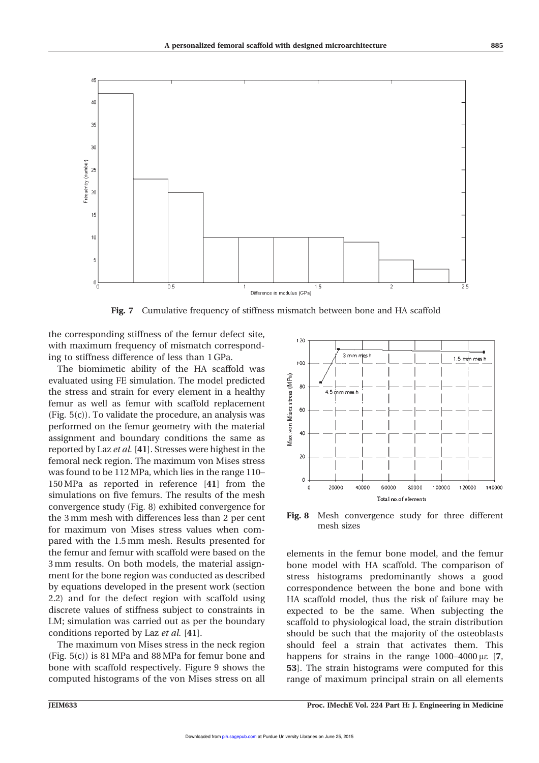Fig. 7 Cumulative frequency of stiffness mismatch between bone and HA scaffold

the corresponding stiffness of the femur defect site, with maximum frequency of mismatch corresponding to stiffness difference of less than 1 GPa.

The biomimetic ability of the HA scaffold was evaluated using FE simulation. The model predicted the stress and strain for every element in a healthy femur as well as femur with scaffold replacement (Fig. 5(c)). To validate the procedure, an analysis was performed on the femur geometry with the material assignment and boundary conditions the same as reported by Laz *et al.* [**41**]. Stresses were highest in the femoral neck region. The maximum von Mises stress was found to be 112 MPa, which lies in the range 110–150 MPa as reported in reference [**41**] from the simulations on five femurs. The results of the mesh convergence study (Fig. 8) exhibited convergence for the 3 mm mesh with differences less than 2 per cent for maximum von Mises stress values when compared with the 1.5 mm mesh. Results presented for the femur and femur with scaffold were based on the 3 mm results. On both models, the material assignment for the bone region was conducted as described by equations developed in the present work (section 2.2) and for the defect region with scaffold using discrete values of stiffness subject to constraints in LM; simulation was carried out as per the boundary conditions reported by Laz *et al.* [**41**].

The maximum von Mises stress in the neck region (Fig. 5(c)) is 81 MPa and 88 MPa for femur bone and bone with scaffold respectively. Figure 9 shows the computed histograms of the von Mises stress on all elements in the femur bone model, and the femur bone model with HA scaffold. The comparison of stress histograms predominantly shows a good correspondence between the bone and bone with HA scaffold model, thus the risk of failure may be expected to be the same. When subjecting the scaffold to physiological load, the strain distribution should be such that the majority of the osteoblasts should feel a strain that activates them. This happens for strains in the range 1000–4000 $\mu\varepsilon$ [**7**, **53**]. The strain histograms were computed for this range of maximum principal strain on all elements

Fig. 8 Mesh convergence study for three different mesh sizes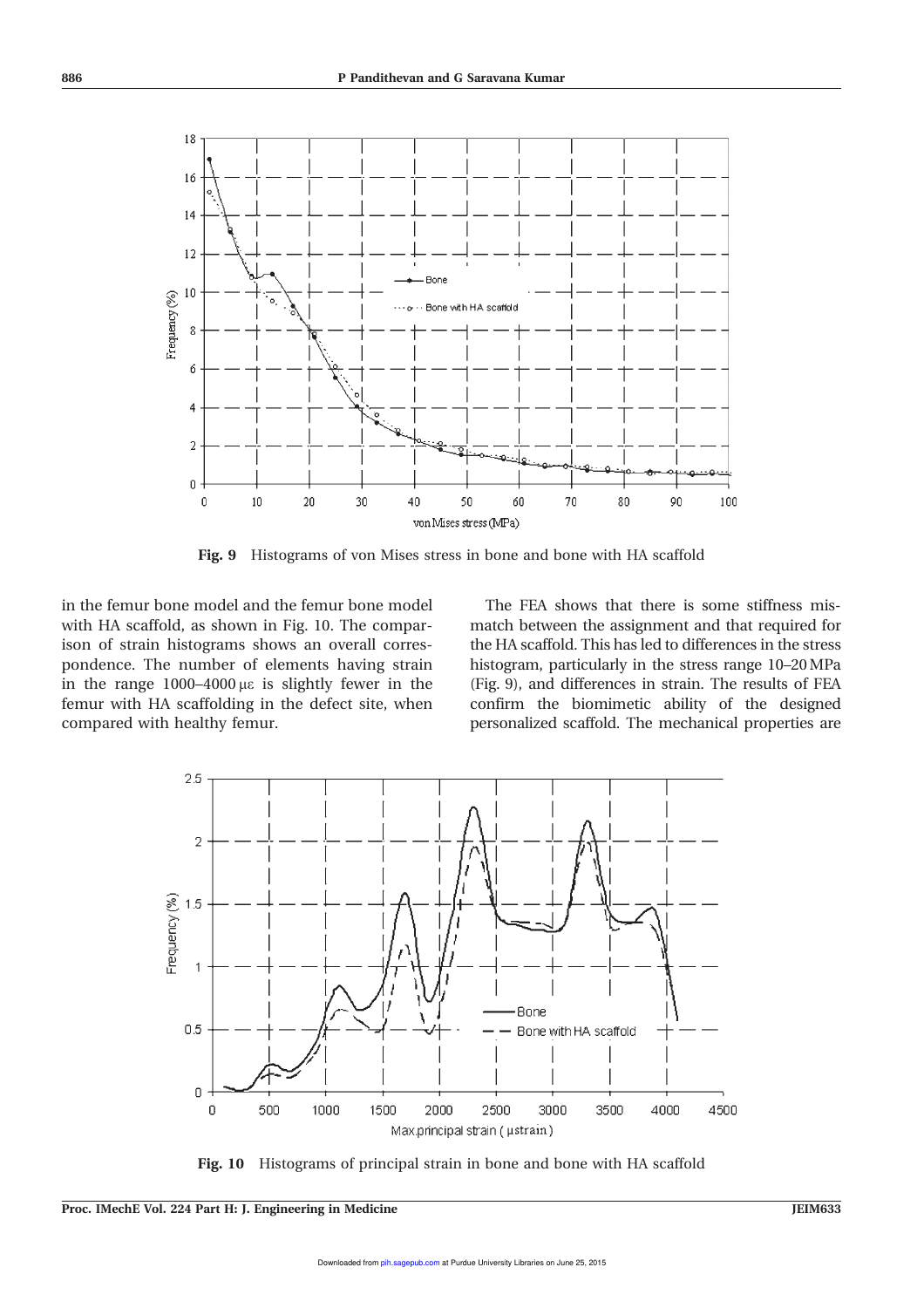Fig. 9 Histograms of von Mises stress in bone and bone with HA scaffold

in the femur bone model and the femur bone model with HA scaffold, as shown in Fig. 10. The comparison of strain histograms shows an overall correspondence. The number of elements having strain in the range 1000–4000 $\mu\varepsilon$ is slightly fewer in the femur with HA scaffolding in the defect site, when compared with healthy femur.

The FEA shows that there is some stiffness mismatch between the assignment and that required for the HA scaffold. This has led to differences in the stress histogram, particularly in the stress range 10–20 MPa (Fig. 9), and differences in strain. The results of FEA confirm the biomimetic ability of the designed personalized scaffold. The mechanical properties are

Fig. 10 Histograms of principal strain in bone and bone with HA scaffold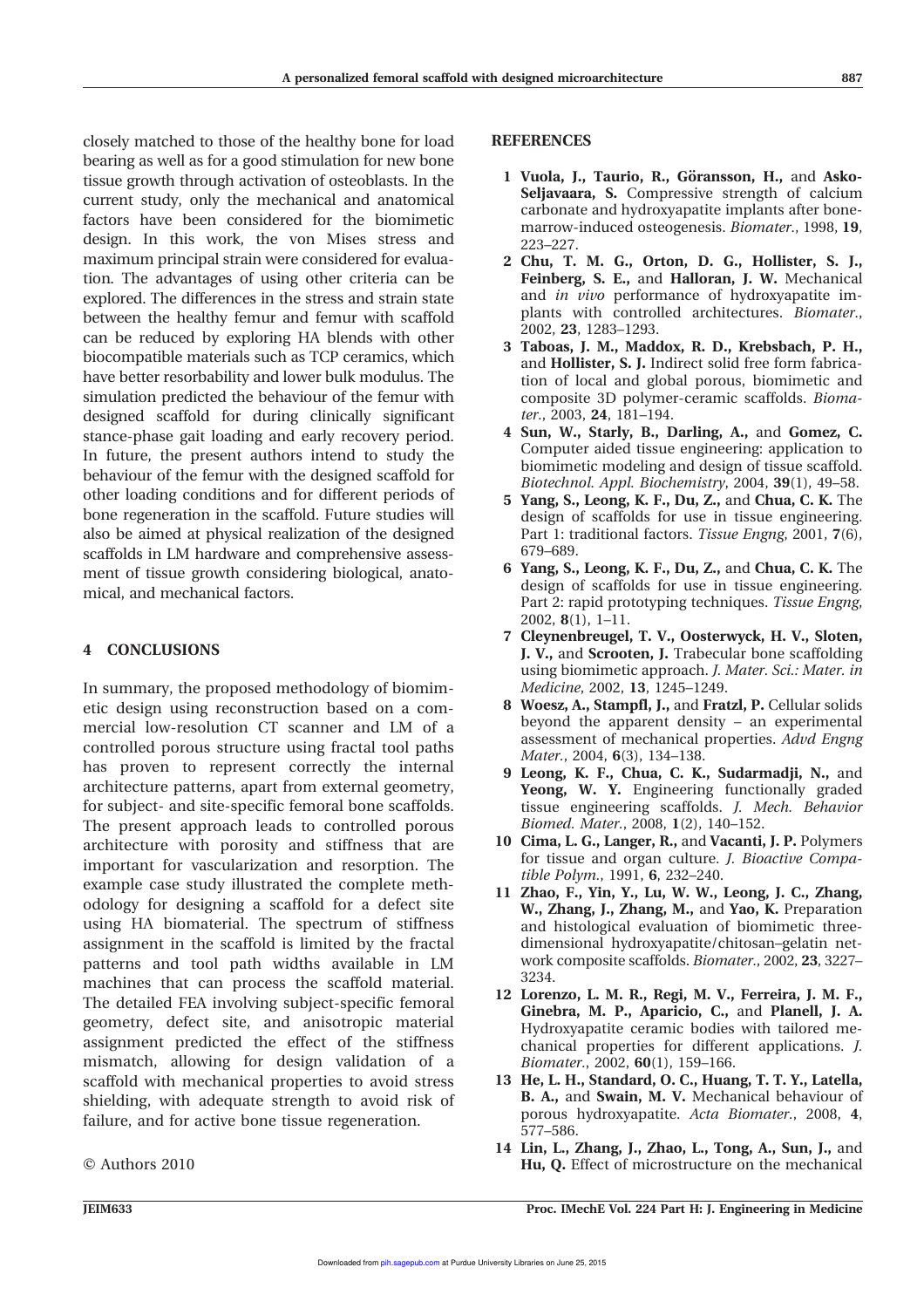closely matched to those of the healthy bone for load bearing as well as for a good stimulation for new bone tissue growth through activation of osteoblasts. In the current study, only the mechanical and anatomical factors have been considered for the biomimetic design. In this work, the von Mises stress and maximum principal strain were considered for evaluation. The advantages of using other criteria can be explored. The differences in the stress and strain state between the healthy femur and femur with scaffold can be reduced by exploring HA blends with other biocompatible materials such as TCP ceramics, which have better resorbability and lower bulk modulus. The simulation predicted the behaviour of the femur with designed scaffold for during clinically significant stance-phase gait loading and early recovery period. In future, the present authors intend to study the behaviour of the femur with the designed scaffold for other loading conditions and for different periods of bone regeneration in the scaffold. Future studies will also be aimed at physical realization of the designed scaffolds in LM hardware and comprehensive assessment of tissue growth considering biological, anatomical, and mechanical factors.

## 4 CONCLUSIONS

In summary, the proposed methodology of biomimetic design using reconstruction based on a commercial low-resolution CT scanner and LM of a controlled porous structure using fractal tool paths has proven to represent correctly the internal architecture patterns, apart from external geometry, for subject- and site-specific femoral bone scaffolds. The present approach leads to controlled porous architecture with porosity and stiffness that are important for vascularization and resorption. The example case study illustrated the complete methodology for designing a scaffold for a defect site using HA biomaterial. The spectrum of stiffness assignment in the scaffold is limited by the fractal patterns and tool path widths available in LM machines that can process the scaffold material. The detailed FEA involving subject-specific femoral geometry, defect site, and anisotropic material assignment predicted the effect of the stiffness mismatch, allowing for design validation of a scaffold with mechanical properties to avoid stress shielding, with adequate strength to avoid risk of failure, and for active bone tissue regeneration.

© Authors 2010

## REFERENCES

1. **Vuola, J., Taurio, R., Göransson, H.,** and **Asko-Seljavaara, S.** Compressive strength of calcium carbonate and hydroxyapatite implants after bone-marrow-induced osteogenesis. *Biomater.*, 1998, **19**, 223–227.
2. **Chu, T. M. G., Orton, D. G., Hollister, S. J., Feinberg, S. E.,** and **Halloran, J. W.** Mechanical and *in vivo* performance of hydroxyapatite implants with controlled architectures. *Biomater.*, 2002, **23**, 1283–1293.
3. **Taboas, J. M., Maddox, R. D., Krebsbach, P. H.,** and **Hollister, S. J.** Indirect solid free form fabrication of local and global porous, biomimetic and composite 3D polymer-ceramic scaffolds. *Biomater.*, 2003, **24**, 181–194.
4. **Sun, W., Starly, B., Darling, A.,** and **Gomez, C.** Computer aided tissue engineering: application to biomimetic modeling and design of tissue scaffold. *Biotechnol. Appl. Biochemistry*, 2004, **39**(1), 49–58.
5. **Yang, S., Leong, K. F., Du, Z.,** and **Chua, C. K.** The design of scaffolds for use in tissue engineering. Part 1: traditional factors. *Tissue Engng*, 2001, **7**(6), 679–689.
6. **Yang, S., Leong, K. F., Du, Z.,** and **Chua, C. K.** The design of scaffolds for use in tissue engineering. Part 2: rapid prototyping techniques. *Tissue Engng*, 2002, **8**(1), 1–11.
7. **Cleynenbreugel, T. V., Oosterwyck, H. V., Sloten, J. V.,** and **Scrooten, J.** Trabecular bone scaffolding using biomimetic approach. *J. Mater. Sci.: Mater. in Medicine*, 2002, **13**, 1245–1249.
8. **Woesz, A., Stampfl, J.,** and **Fratzl, P.** Cellular solids beyond the apparent density – an experimental assessment of mechanical properties. *Advd Engng Mater.*, 2004, **6**(3), 134–138.
9. **Leong, K. F., Chua, C. K., Sudarmadji, N.,** and **Yeong, W. Y.** Engineering functionally graded tissue engineering scaffolds. *J. Mech. Behavior Biomed. Mater.*, 2008, **1**(2), 140–152.
10. **Cima, L. G., Langer, R.,** and **Vacanti, J. P.** Polymers for tissue and organ culture. *J. Bioactive Compatible Polym.*, 1991, **6**, 232–240.
11. **Zhao, F., Yin, Y., Lu, W. W., Leong, J. C., Zhang, W., Zhang, J., Zhang, M.,** and **Yao, K.** Preparation and histological evaluation of biomimetic three-dimensional hydroxyapatite/chitosan–gelatin network composite scaffolds. *Biomater.*, 2002, **23**, 3227–3234.
12. **Lorenzo, L. M. R., Regi, M. V., Ferreira, J. M. F., Ginebra, M. P., Aparicio, C.,** and **Planell, J. A.** Hydroxyapatite ceramic bodies with tailored mechanical properties for different applications. *J. Biomater.*, 2002, **60**(1), 159–166.
13. **He, L. H., Standard, O. C., Huang, T. T. Y., Latella, B. A.,** and **Swain, M. V.** Mechanical behaviour of porous hydroxyapatite. *Acta Biomater.*, 2008, **4**, 577–586.
14. **Lin, L., Zhang, J., Zhao, L., Tong, A., Sun, J.,** and **Hu, Q.** Effect of microstructure on the mechanical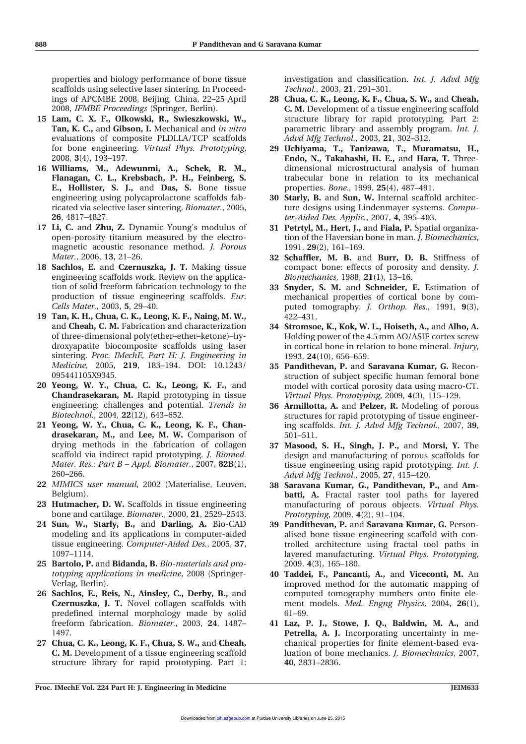properties and biology performance of bone tissue scaffolds using selective laser sintering. In Proceedings of APCMBE 2008, Beijing, China, 22–25 April 2008, *IFMBE Proceedings* (Springer, Berlin).

15 **Lam, C. X. F., Olkowski, R., Swieszkowski, W., Tan, K. C.,** and **Gibson, I.** Mechanical and *in vitro* evaluations of composite PLDLLA/TCP scaffolds for bone engineering. *Virtual Phys. Prototyping*, 2008, **3**(4), 193–197.

16 **Williams, M., Adewunmi, A., Schek, R. M., Flanagan, C. L., Krebsbach, P. H., Feinberg, S. E., Hollister, S. J.,** and **Das, S.** Bone tissue engineering using polycaprolactone scaffolds fabricated via selective laser sintering. *Biomater.*, 2005, **26**, 4817–4827.

17 **Li, C.** and **Zhu, Z.** Dynamic Young's modulus of open-porosity titanium measured by the electromagnetic acoustic resonance method. *J. Porous Mater.*, 2006, **13**, 21–26.

18 **Sachlos, E.** and **Czernuszka, J. T.** Making tissue engineering scaffolds work. Review on the application of solid freeform fabrication technology to the production of tissue engineering scaffolds. *Eur. Cells Mater.*, 2003, **5**, 29–40.

19 **Tan, K. H., Chua, C. K., Leong, K. F., Naing, M. W.,** and **Cheah, C. M.** Fabrication and characterization of three-dimensional poly(ether–ether–ketone)–hydroxyapatite biocomposite scaffolds using laser sintering. *Proc. IMechE, Part H: J. Engineering in Medicine*, 2005, **219**, 183–194. DOI: 10.1243/095441105X9345.

20 **Yeong, W. Y., Chua, C. K., Leong, K. F.,** and **Chandrasekaran, M.** Rapid prototyping in tissue engineering: challenges and potential. *Trends in Biotechnol.*, 2004, **22**(12), 643–652.

21 **Yeong, W. Y., Chua, C. K., Leong, K. F., Chandrasekaran, M.,** and **Lee, M. W.** Comparison of drying methods in the fabrication of collagen scaffold via indirect rapid prototyping. *J. Biomed. Mater. Res.: Part B – Appl. Biomater.*, 2007, **82B**(1), 260–266.

22 *MIMICS user manual*, 2002 (Materialise, Leuven, Belgium).

23 **Hutmacher, D. W.** Scaffolds in tissue engineering bone and cartilage. *Biomater.*, 2000, **21**, 2529–2543.

24 **Sun, W., Starly, B.,** and **Darling, A.** Bio-CAD modeling and its applications in computer-aided tissue engineering. *Computer-Aided Des.*, 2005, **37**, 1097–1114.

25 **Bartolo, P.** and **Bidanda, B.** *Bio-materials and prototyping applications in medicine*, 2008 (Springer-Verlag, Berlin).

26 **Sachlos, E., Reis, N., Ainsley, C., Derby, B.,** and **Czernuszka, J. T.** Novel collagen scaffolds with predefined internal morphology made by solid freeform fabrication. *Biomater.*, 2003, **24**, 1487–1497.

27 **Chua, C. K., Leong, K. F., Chua, S. W.,** and **Cheah, C. M.** Development of a tissue engineering scaffold structure library for rapid prototyping. Part 1: investigation and classification. *Int. J. Advd Mfg Technol.*, 2003, **21**, 291–301.

28 **Chua, C. K., Leong, K. F., Chua, S. W.,** and **Cheah, C. M.** Development of a tissue engineering scaffold structure library for rapid prototyping. Part 2: parametric library and assembly program. *Int. J. Advd Mfg Technol.*, 2003, **21**, 302–312.

29 **Uchiyama, T., Tanizawa, T., Muramatsu, H., Endo, N., Takahashi, H. E.,** and **Hara, T.** Three-dimensional microstructural analysis of human trabecular bone in relation to its mechanical properties. *Bone.*, 1999, **25**(4), 487–491.

30 **Starly, B.** and **Sun, W.** Internal scaffold architecture designs using Lindenmayer systems. *Computer-Aided Des. Applic.*, 2007, **4**, 395–403.

31 **Petrtyl, M., Hert, J.,** and **Fiala, P.** Spatial organization of the Haversian bone in man. *J. Biomechanics*, 1991, **29**(2), 161–169.

32 **Schaffler, M. B.** and **Burr, D. B.** Stiffness of compact bone: effects of porosity and density. *J. Biomechanics*, 1988, **21**(1), 13–16.

33 **Snyder, S. M.** and **Schneider, E.** Estimation of mechanical properties of cortical bone by computed tomography. *J. Orthop. Res.*, 1991, **9**(3), 422–431.

34 **Stromsoe, K., Kok, W. L., Hoiseth, A.,** and **Alho, A.** Holding power of the 4.5 mm AO/ASIF cortex screw in cortical bone in relation to bone mineral. *Injury*, 1993, **24**(10), 656–659.

35 **Pandithevan, P.** and **Saravana Kumar, G.** Reconstruction of subject specific human femoral bone model with cortical porosity data using macro-CT. *Virtual Phys. Prototyping*, 2009, **4**(3), 115–129.

36 **Armillotta, A.** and **Pelzer, R.** Modeling of porous structures for rapid prototyping of tissue engineering scaffolds. *Int. J. Advd Mfg Technol.*, 2007, **39**, 501–511.

37 **Masood, S. H., Singh, J. P.,** and **Morsi, Y.** The design and manufacturing of porous scaffolds for tissue engineering using rapid prototyping. *Int. J. Advd Mfg Technol.*, 2005, **27**, 415–420.

38 **Saravana Kumar, G., Pandithevan, P.,** and **Ambatti, A.** Fractal raster tool paths for layered manufacturing of porous objects. *Virtual Phys. Prototyping*, 2009, **4**(2), 91–104.

39 **Pandithevan, P.** and **Saravana Kumar, G.** Personalised bone tissue engineering scaffold with controlled architecture using fractal tool paths in layered manufacturing. *Virtual Phys. Prototyping*, 2009, **4**(3), 165–180.

40 **Taddei, F., Pancanti, A.,** and **Viceconti, M.** An improved method for the automatic mapping of computed tomography numbers onto finite element models. *Med. Engng Physics*, 2004, **26**(1), 61–69.

41 **Laz, P. J., Stowe, J. Q., Baldwin, M. A.,** and **Petrella, A. J.** Incorporating uncertainty in mechanical properties for finite element-based evaluation of bone mechanics. *J. Biomechanics*, 2007, **40**, 2831–2836.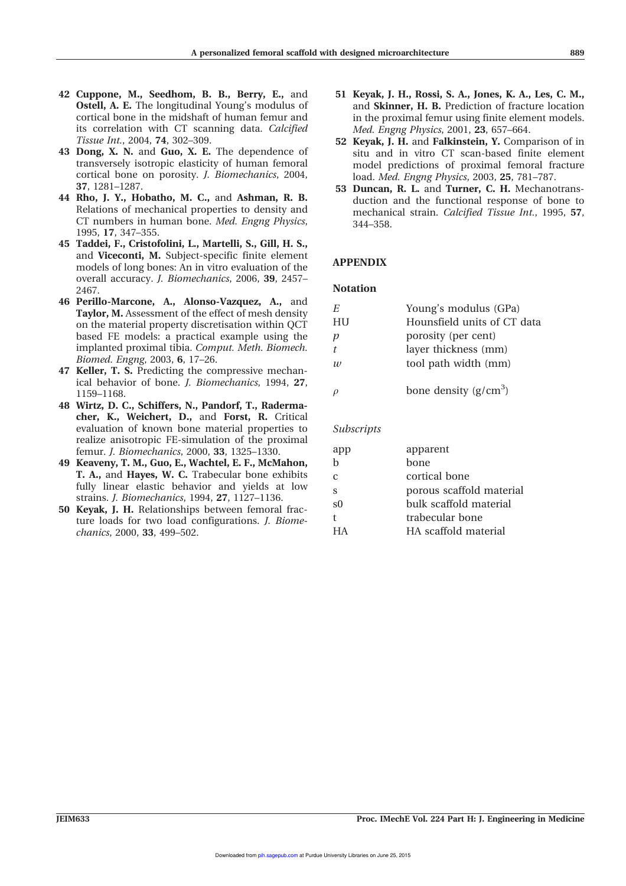42 **Cuppone, M., Seedhom, B. B., Berry, E.,** and **Ostell, A. E.** The longitudinal Young's modulus of cortical bone in the midshaft of human femur and its correlation with CT scanning data. *Calcified Tissue Int.*, 2004, **74**, 302–309.

43 **Dong, X. N.** and **Guo, X. E.** The dependence of transversely isotropic elasticity of human femoral cortical bone on porosity. *J. Biomechanics*, 2004, **37**, 1281–1287.

44 **Rho, J. Y., Hobatho, M. C.,** and **Ashman, R. B.** Relations of mechanical properties to density and CT numbers in human bone. *Med. Engng Physics*, 1995, **17**, 347–355.

45 **Taddei, F., Cristofolini, L., Martelli, S., Gill, H. S.,** and **Viceconti, M.** Subject-specific finite element models of long bones: An in vitro evaluation of the overall accuracy. *J. Biomechanics*, 2006, **39**, 2457–2467.

46 **Perillo-Marcone, A., Alonso-Vazquez, A.,** and **Taylor, M.** Assessment of the effect of mesh density on the material property discretisation within QCT based FE models: a practical example using the implanted proximal tibia. *Comput. Meth. Biomech. Biomed. Engng*, 2003, **6**, 17–26.

47 **Keller, T. S.** Predicting the compressive mechanical behavior of bone. *J. Biomechanics*, 1994, **27**, 1159–1168.

48 **Wirtz, D. C., Schiffers, N., Pandorf, T., Radermacher, K., Weichert, D.,** and **Forst, R.** Critical evaluation of known bone material properties to realize anisotropic FE-simulation of the proximal femur. *J. Biomechanics*, 2000, **33**, 1325–1330.

49 **Keaveny, T. M., Guo, E., Wachtel, E. F., McMahon, T. A.,** and **Hayes, W. C.** Trabecular bone exhibits fully linear elastic behavior and yields at low strains. *J. Biomechanics*, 1994, **27**, 1127–1136.

50 **Keyak, J. H.** Relationships between femoral fracture loads for two load configurations. *J. Biomechanics*, 2000, **33**, 499–502.

51 **Keyak, J. H., Rossi, S. A., Jones, K. A., Les, C. M.,** and **Skinner, H. B.** Prediction of fracture location in the proximal femur using finite element models. *Med. Engng Physics*, 2001, **23**, 657–664.

52 **Keyak, J. H.** and **Falkinstein, Y.** Comparison of in situ and in vitro CT scan-based finite element model predictions of proximal femoral fracture load. *Med. Engng Physics*, 2003, **25**, 781–787.

53 **Duncan, R. L.** and **Turner, C. H.** Mechanotransduction and the functional response of bone to mechanical strain. *Calcified Tissue Int.*, 1995, **57**, 344–358.

## APPENDIX

### Notation

| | |
|---|---|
| $E$ | Young's modulus (GPa) |
| HU | Hounsfield units of CT data |
| $p$ | porosity (per cent) |
| $t$ | layer thickness (mm) |
| $w$ | tool path width (mm) |
| $\rho$ | bone density (g/cm$^3$) |

*Subscripts*

| | |
|---|---|
| app | apparent |
| b | bone |
| c | cortical bone |
| s | porous scaffold material |
| s0 | bulk scaffold material |
| t | trabecular bone |
| HA | HA scaffold material |